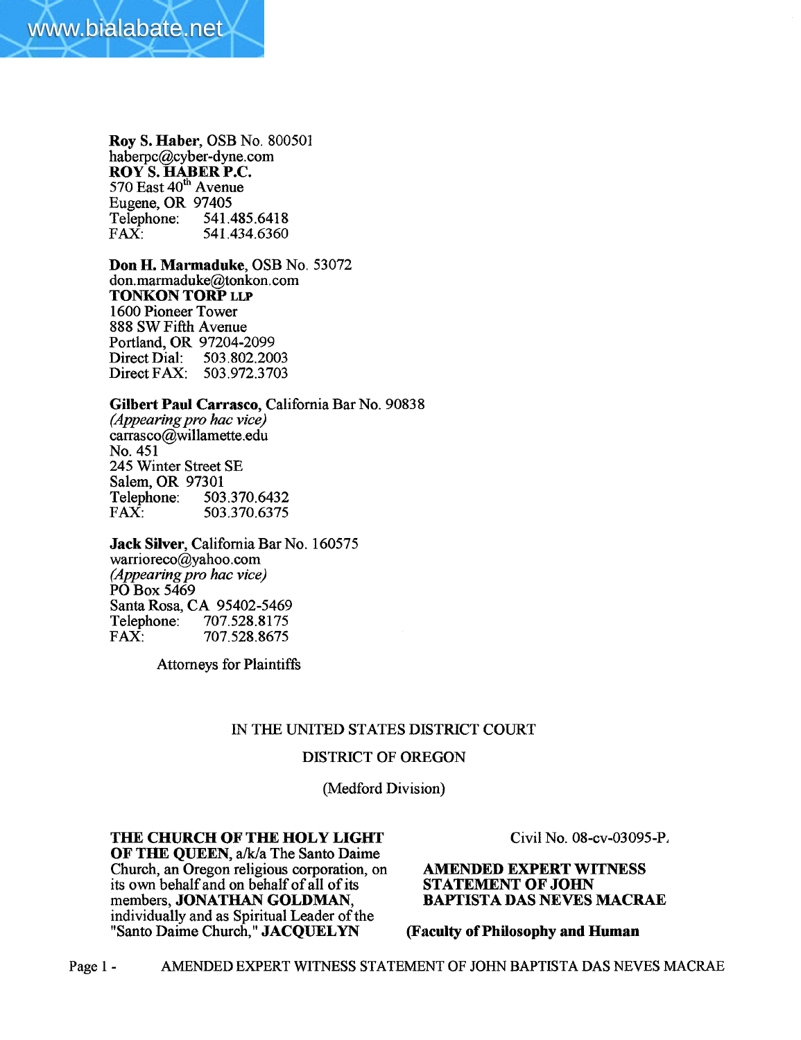**Roy S. Haber**, OSB No. 800501
haberpc@cyber-dyne.com
**ROY S. HABER P.C.**
570 East 40th Avenue
Eugene, OR 97405
Telephone: 541.485.6418
FAX: 541.434.6360

**Don H. Marmaduke**, OSB No. 53072
don.marmaduke@tonkon.com
**TONKON TORP LLP**
1600 Pioneer Tower
888 SW Fifth Avenue
Portland, OR 97204-2099
Direct Dial: 503.802.2003
Direct FAX: 503.972.3703

**Gilbert Paul Carrasco**, California Bar No. 90838
*(Appearing pro hac vice)*
carrasco@willamette.edu
No. 451
245 Winter Street SE
Salem, OR 97301
Telephone: 503.370.6432
FAX: 503.370.6375

**Jack Silver**, California Bar No. 160575
warrioreco@yahoo.com
*(Appearing pro hac vice)*
PO Box 5469
Santa Rosa, CA 95402-5469
Telephone: 707.528.8175
FAX: 707.528.8675

Attorneys for Plaintiffs

IN THE UNITED STATES DISTRICT COURT

DISTRICT OF OREGON

(Medford Division)

**THE CHURCH OF THE HOLY LIGHT OF THE QUEEN**, a/k/a The Santo Daime Church, an Oregon religious corporation, on its own behalf and on behalf of all of its members, **JONATHAN GOLDMAN**, individually and as Spiritual Leader of the "Santo Daime Church," **JACQUELYN**

Civil No. 08-cv-03095-P.

**AMENDED EXPERT WITNESS STATEMENT OF JOHN BAPTISTA DAS NEVES MACRAE**

**(Faculty of Philosophy and Human**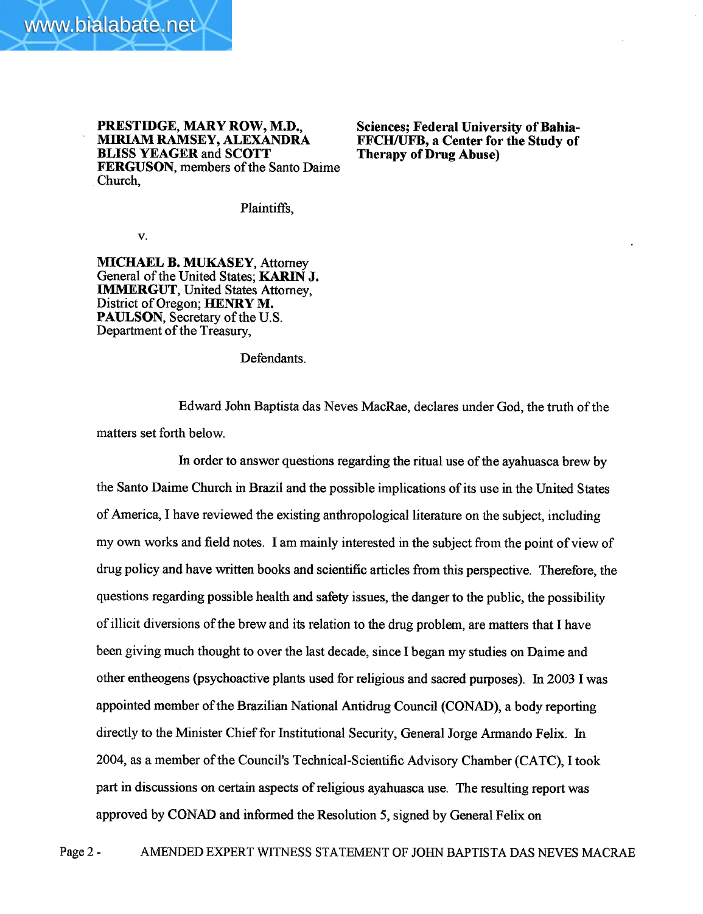**PRESTIDGE, MARY ROW, M.D., MIRIAM RAMSEY, ALEXANDRA BLISS YEAGER** and **SCOTT FERGUSON**, members of the Santo Daime Church,

Plaintiffs,

v.

**MICHAEL B. MUKASEY**, Attorney General of the United States; **KARIN J. IMMERGUT**, United States Attorney, District of Oregon; **HENRY M. PAULSON**, Secretary of the U.S. Department of the Treasury,

Defendants.

**Sciences; Federal University of Bahia-FFCH/UFB, a Center for the Study of Therapy of Drug Abuse)**

Edward John Baptista das Neves MacRae, declares under God, the truth of the matters set forth below.

In order to answer questions regarding the ritual use of the ayahuasca brew by the Santo Daime Church in Brazil and the possible implications of its use in the United States of America, I have reviewed the existing anthropological literature on the subject, including my own works and field notes. I am mainly interested in the subject from the point of view of drug policy and have written books and scientific articles from this perspective. Therefore, the questions regarding possible health and safety issues, the danger to the public, the possibility of illicit diversions of the brew and its relation to the drug problem, are matters that I have been giving much thought to over the last decade, since I began my studies on Daime and other entheogens (psychoactive plants used for religious and sacred purposes). In 2003 I was appointed member of the Brazilian National Antidrug Council (CONAD), a body reporting directly to the Minister Chief for Institutional Security, General Jorge Armando Felix. In 2004, as a member of the Council's Technical-Scientific Advisory Chamber (CATC), I took part in discussions on certain aspects of religious ayahuasca use. The resulting report was approved by CONAD and informed the Resolution 5, signed by General Felix on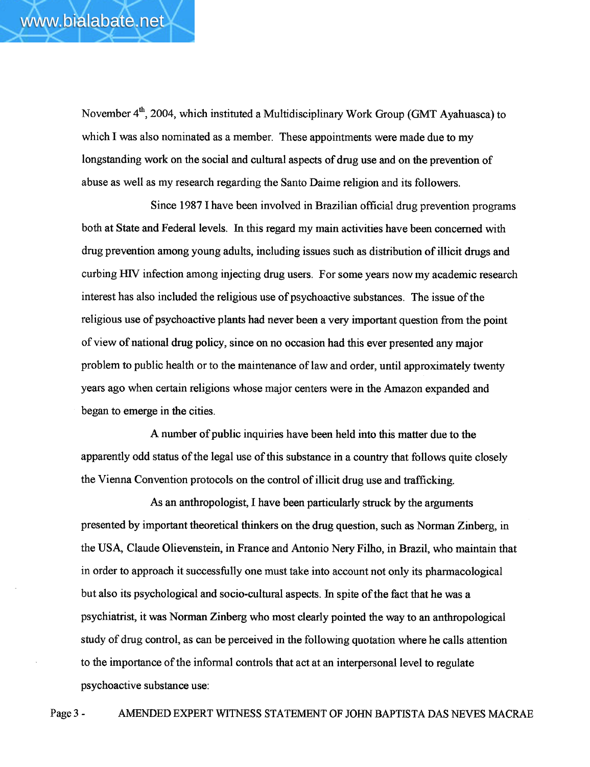November 4th, 2004, which instituted a Multidisciplinary Work Group (GMT Ayahuasca) to which I was also nominated as a member. These appointments were made due to my longstanding work on the social and cultural aspects of drug use and on the prevention of abuse as well as my research regarding the Santo Daime religion and its followers.

Since 1987 I have been involved in Brazilian official drug prevention programs both at State and Federal levels. In this regard my main activities have been concerned with drug prevention among young adults, including issues such as distribution of illicit drugs and curbing HIV infection among injecting drug users. For some years now my academic research interest has also included the religious use of psychoactive substances. The issue of the religious use of psychoactive plants had never been a very important question from the point of view of national drug policy, since on no occasion had this ever presented any major problem to public health or to the maintenance of law and order, until approximately twenty years ago when certain religions whose major centers were in the Amazon expanded and began to emerge in the cities.

A number of public inquiries have been held into this matter due to the apparently odd status of the legal use of this substance in a country that follows quite closely the Vienna Convention protocols on the control of illicit drug use and trafficking.

As an anthropologist, I have been particularly struck by the arguments presented by important theoretical thinkers on the drug question, such as Norman Zinberg, in the USA, Claude Olievenstein, in France and Antonio Nery Filho, in Brazil, who maintain that in order to approach it successfully one must take into account not only its pharmacological but also its psychological and socio-cultural aspects. In spite of the fact that he was a psychiatrist, it was Norman Zinberg who most clearly pointed the way to an anthropological study of drug control, as can be perceived in the following quotation where he calls attention to the importance of the informal controls that act at an interpersonal level to regulate psychoactive substance use: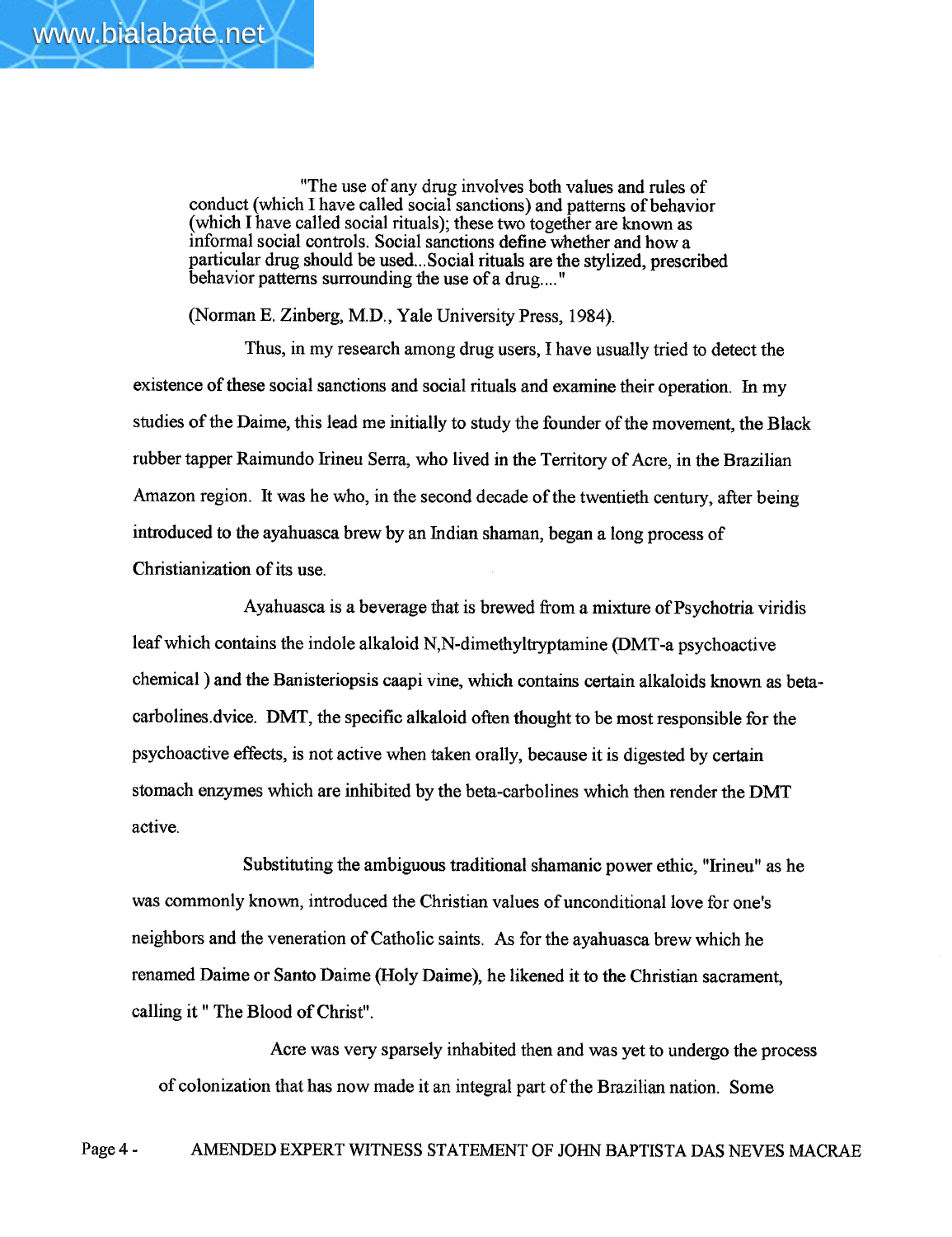> "The use of any drug involves both values and rules of conduct (which I have called social sanctions) and patterns of behavior (which I have called social rituals); these two together are known as informal social controls. Social sanctions define whether and how a particular drug should be used...Social rituals are the stylized, prescribed behavior patterns surrounding the use of a drug...."

(Norman E. Zinberg, M.D., Yale University Press, 1984).

Thus, in my research among drug users, I have usually tried to detect the existence of these social sanctions and social rituals and examine their operation. In my studies of the Daime, this lead me initially to study the founder of the movement, the Black rubber tapper Raimundo Irineu Serra, who lived in the Territory of Acre, in the Brazilian Amazon region. It was he who, in the second decade of the twentieth century, after being introduced to the ayahuasca brew by an Indian shaman, began a long process of Christianization of its use.

Ayahuasca is a beverage that is brewed from a mixture of Psychotria viridis leaf which contains the indole alkaloid N,N-dimethyltryptamine (DMT-a psychoactive chemical ) and the Banisteriopsis caapi vine, which contains certain alkaloids known as beta-carbolines.dvice. DMT, the specific alkaloid often thought to be most responsible for the psychoactive effects, is not active when taken orally, because it is digested by certain stomach enzymes which are inhibited by the beta-carbolines which then render the DMT active.

Substituting the ambiguous traditional shamanic power ethic, "Irineu" as he was commonly known, introduced the Christian values of unconditional love for one's neighbors and the veneration of Catholic saints. As for the ayahuasca brew which he renamed Daime or Santo Daime (Holy Daime), he likened it to the Christian sacrament, calling it " The Blood of Christ".

Acre was very sparsely inhabited then and was yet to undergo the process of colonization that has now made it an integral part of the Brazilian nation. Some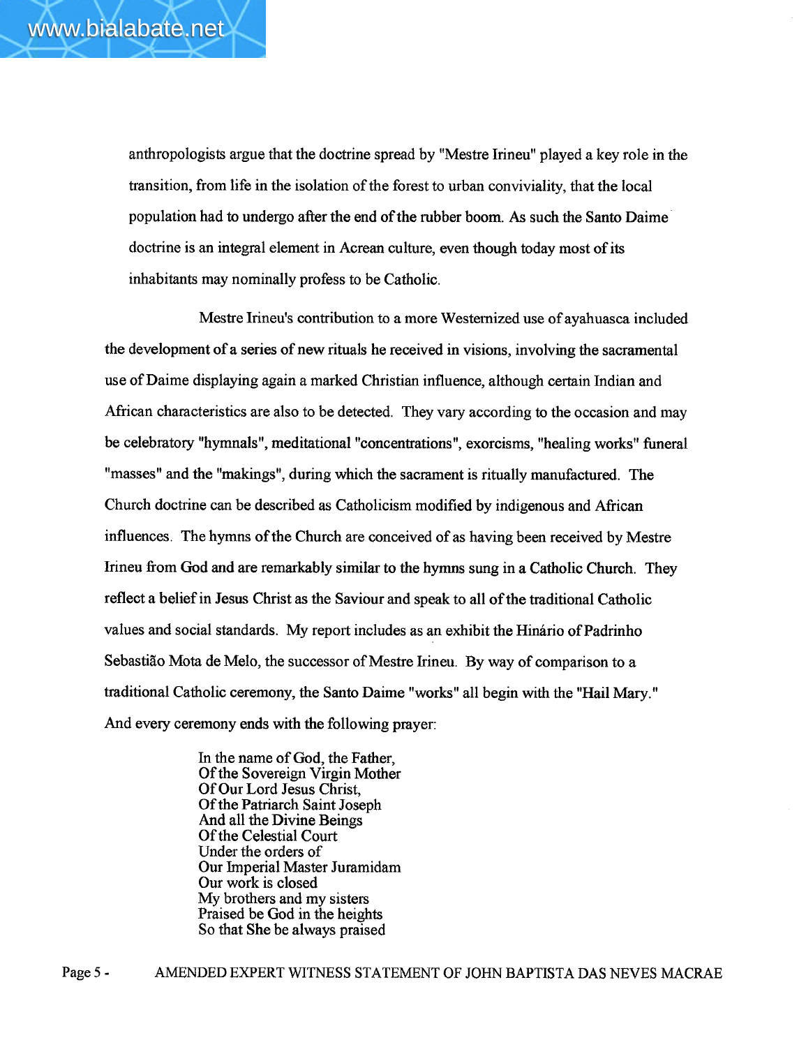anthropologists argue that the doctrine spread by "Mestre Irineu" played a key role in the transition, from life in the isolation of the forest to urban conviviality, that the local population had to undergo after the end of the rubber boom. As such the Santo Daime doctrine is an integral element in Acrean culture, even though today most of its inhabitants may nominally profess to be Catholic.

Mestre Irineu's contribution to a more Westernized use of ayahuasca included the development of a series of new rituals he received in visions, involving the sacramental use of Daime displaying again a marked Christian influence, although certain Indian and African characteristics are also to be detected. They vary according to the occasion and may be celebratory "hymnals", meditational "concentrations", exorcisms, "healing works" funeral "masses" and the "makings", during which the sacrament is ritually manufactured. The Church doctrine can be described as Catholicism modified by indigenous and African influences. The hymns of the Church are conceived of as having been received by Mestre Irineu from God and are remarkably similar to the hymns sung in a Catholic Church. They reflect a belief in Jesus Christ as the Saviour and speak to all of the traditional Catholic values and social standards. My report includes as an exhibit the Hinário of Padrinho Sebastião Mota de Melo, the successor of Mestre Irineu. By way of comparison to a traditional Catholic ceremony, the Santo Daime "works" all begin with the "Hail Mary." And every ceremony ends with the following prayer:

> In the name of God, the Father,
> Of the Sovereign Virgin Mother
> Of Our Lord Jesus Christ,
> Of the Patriarch Saint Joseph
> And all the Divine Beings
> Of the Celestial Court
> Under the orders of
> Our Imperial Master Juramidam
> Our work is closed
> My brothers and my sisters
> Praised be God in the heights
> So that She be always praised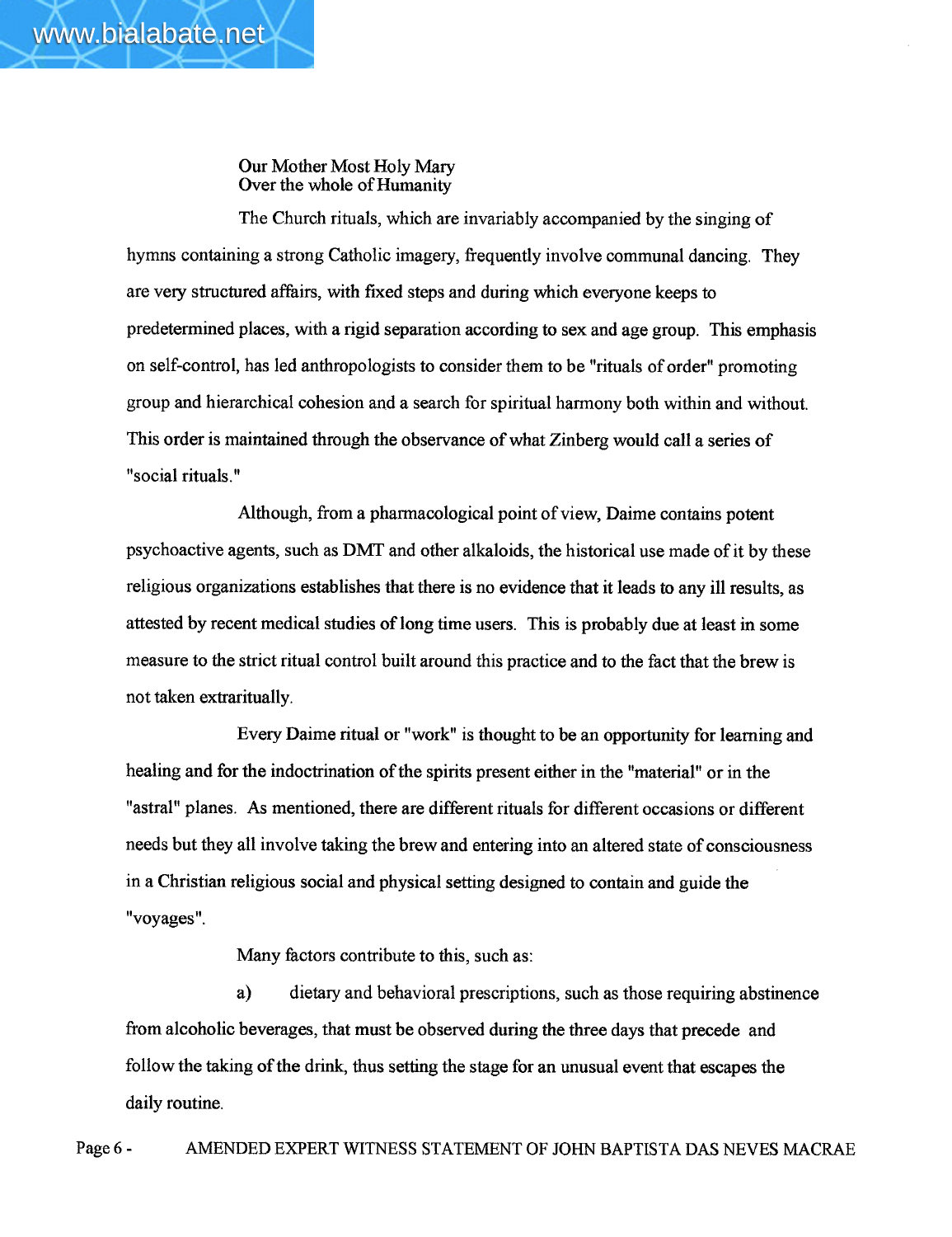Our Mother Most Holy Mary
Over the whole of Humanity

The Church rituals, which are invariably accompanied by the singing of hymns containing a strong Catholic imagery, frequently involve communal dancing. They are very structured affairs, with fixed steps and during which everyone keeps to predetermined places, with a rigid separation according to sex and age group. This emphasis on self-control, has led anthropologists to consider them to be "rituals of order" promoting group and hierarchical cohesion and a search for spiritual harmony both within and without. This order is maintained through the observance of what Zinberg would call a series of "social rituals."

Although, from a pharmacological point of view, Daime contains potent psychoactive agents, such as DMT and other alkaloids, the historical use made of it by these religious organizations establishes that there is no evidence that it leads to any ill results, as attested by recent medical studies of long time users. This is probably due at least in some measure to the strict ritual control built around this practice and to the fact that the brew is not taken extraritually.

Every Daime ritual or "work" is thought to be an opportunity for learning and healing and for the indoctrination of the spirits present either in the "material" or in the "astral" planes. As mentioned, there are different rituals for different occasions or different needs but they all involve taking the brew and entering into an altered state of consciousness in a Christian religious social and physical setting designed to contain and guide the "voyages".

Many factors contribute to this, such as:

a) dietary and behavioral prescriptions, such as those requiring abstinence from alcoholic beverages, that must be observed during the three days that precede and follow the taking of the drink, thus setting the stage for an unusual event that escapes the daily routine.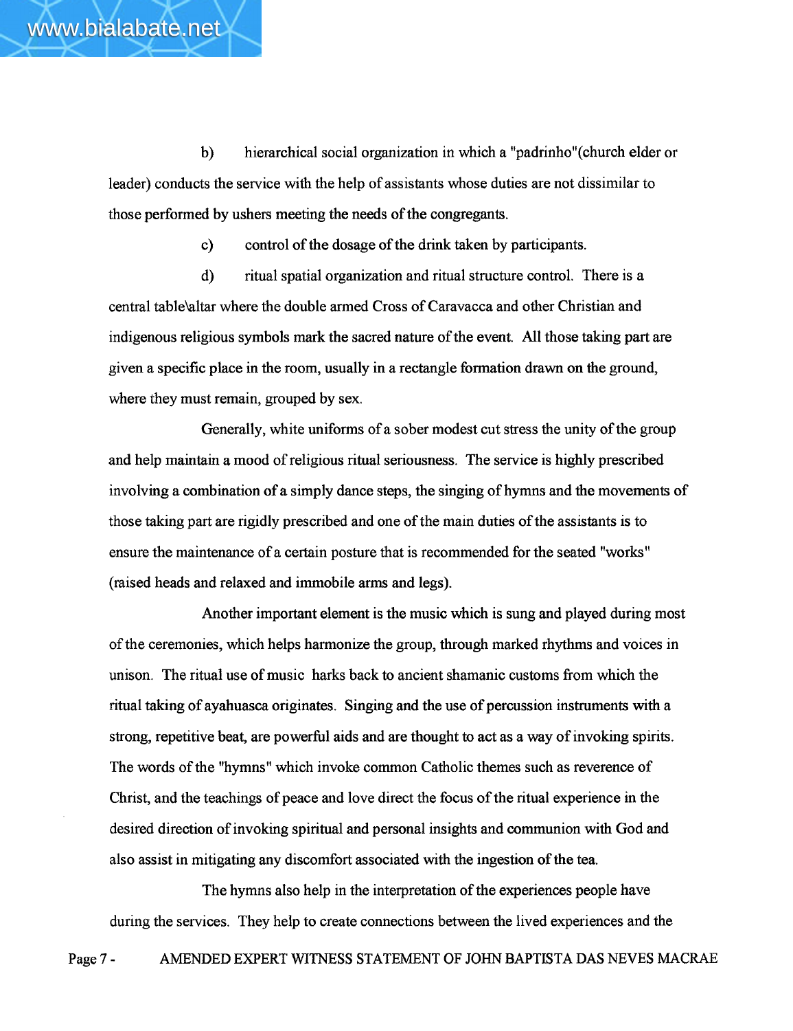b) hierarchical social organization in which a "padrinho"(church elder or leader) conducts the service with the help of assistants whose duties are not dissimilar to those performed by ushers meeting the needs of the congregants.

c) control of the dosage of the drink taken by participants.

d) ritual spatial organization and ritual structure control. There is a central table\altar where the double armed Cross of Caravacca and other Christian and indigenous religious symbols mark the sacred nature of the event. All those taking part are given a specific place in the room, usually in a rectangle formation drawn on the ground, where they must remain, grouped by sex.

Generally, white uniforms of a sober modest cut stress the unity of the group and help maintain a mood of religious ritual seriousness. The service is highly prescribed involving a combination of a simply dance steps, the singing of hymns and the movements of those taking part are rigidly prescribed and one of the main duties of the assistants is to ensure the maintenance of a certain posture that is recommended for the seated "works" (raised heads and relaxed and immobile arms and legs).

Another important element is the music which is sung and played during most of the ceremonies, which helps harmonize the group, through marked rhythms and voices in unison. The ritual use of music harks back to ancient shamanic customs from which the ritual taking of ayahuasca originates. Singing and the use of percussion instruments with a strong, repetitive beat, are powerful aids and are thought to act as a way of invoking spirits. The words of the "hymns" which invoke common Catholic themes such as reverence of Christ, and the teachings of peace and love direct the focus of the ritual experience in the desired direction of invoking spiritual and personal insights and communion with God and also assist in mitigating any discomfort associated with the ingestion of the tea.

The hymns also help in the interpretation of the experiences people have during the services. They help to create connections between the lived experiences and the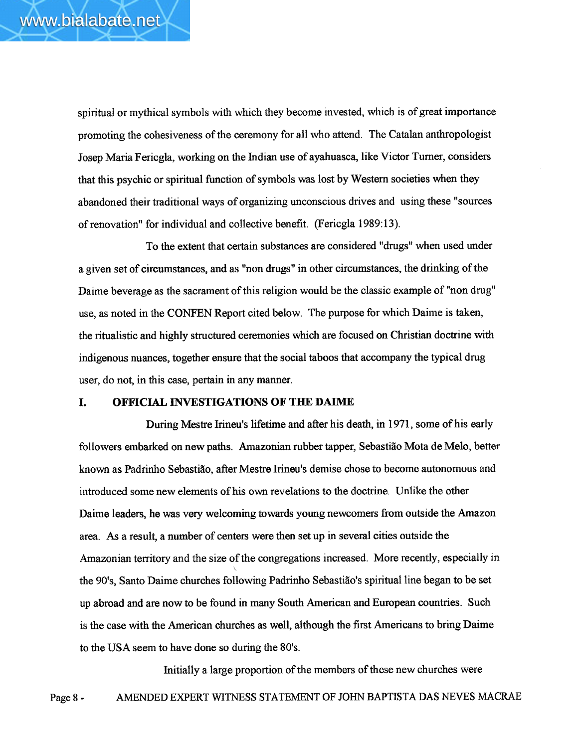spiritual or mythical symbols with which they become invested, which is of great importance promoting the cohesiveness of the ceremony for all who attend. The Catalan anthropologist Josep Maria Fericgla, working on the Indian use of ayahuasca, like Victor Turner, considers that this psychic or spiritual function of symbols was lost by Western societies when they abandoned their traditional ways of organizing unconscious drives and using these "sources of renovation" for individual and collective benefit. (Fericgla 1989:13).

To the extent that certain substances are considered "drugs" when used under a given set of circumstances, and as "non drugs" in other circumstances, the drinking of the Daime beverage as the sacrament of this religion would be the classic example of "non drug" use, as noted in the CONFEN Report cited below. The purpose for which Daime is taken, the ritualistic and highly structured ceremonies which are focused on Christian doctrine with indigenous nuances, together ensure that the social taboos that accompany the typical drug user, do not, in this case, pertain in any manner.

## I. OFFICIAL INVESTIGATIONS OF THE DAIME

During Mestre Irineu's lifetime and after his death, in 1971, some of his early followers embarked on new paths. Amazonian rubber tapper, Sebastião Mota de Melo, better known as Padrinho Sebastião, after Mestre Irineu's demise chose to become autonomous and introduced some new elements of his own revelations to the doctrine. Unlike the other Daime leaders, he was very welcoming towards young newcomers from outside the Amazon area. As a result, a number of centers were then set up in several cities outside the Amazonian territory and the size of the congregations increased. More recently, especially in the 90's, Santo Daime churches following Padrinho Sebastião's spiritual line began to be set up abroad and are now to be found in many South American and European countries. Such is the case with the American churches as well, although the first Americans to bring Daime to the USA seem to have done so during the 80's.

Initially a large proportion of the members of these new churches were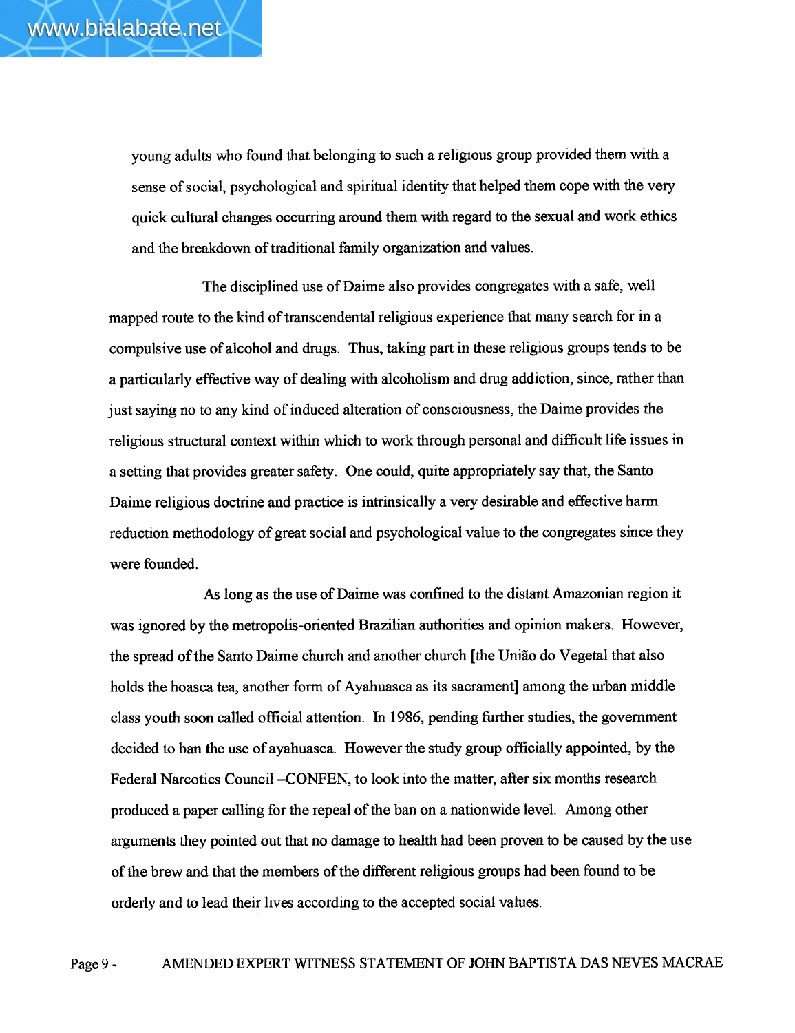young adults who found that belonging to such a religious group provided them with a sense of social, psychological and spiritual identity that helped them cope with the very quick cultural changes occurring around them with regard to the sexual and work ethics and the breakdown of traditional family organization and values.

The disciplined use of Daime also provides congregates with a safe, well mapped route to the kind of transcendental religious experience that many search for in a compulsive use of alcohol and drugs. Thus, taking part in these religious groups tends to be a particularly effective way of dealing with alcoholism and drug addiction, since, rather than just saying no to any kind of induced alteration of consciousness, the Daime provides the religious structural context within which to work through personal and difficult life issues in a setting that provides greater safety. One could, quite appropriately say that, the Santo Daime religious doctrine and practice is intrinsically a very desirable and effective harm reduction methodology of great social and psychological value to the congregates since they were founded.

As long as the use of Daime was confined to the distant Amazonian region it was ignored by the metropolis-oriented Brazilian authorities and opinion makers. However, the spread of the Santo Daime church and another church [the União do Vegetal that also holds the hoasca tea, another form of Ayahuasca as its sacrament] among the urban middle class youth soon called official attention. In 1986, pending further studies, the government decided to ban the use of ayahuasca. However the study group officially appointed, by the Federal Narcotics Council –CONFEN, to look into the matter, after six months research produced a paper calling for the repeal of the ban on a nationwide level. Among other arguments they pointed out that no damage to health had been proven to be caused by the use of the brew and that the members of the different religious groups had been found to be orderly and to lead their lives according to the accepted social values.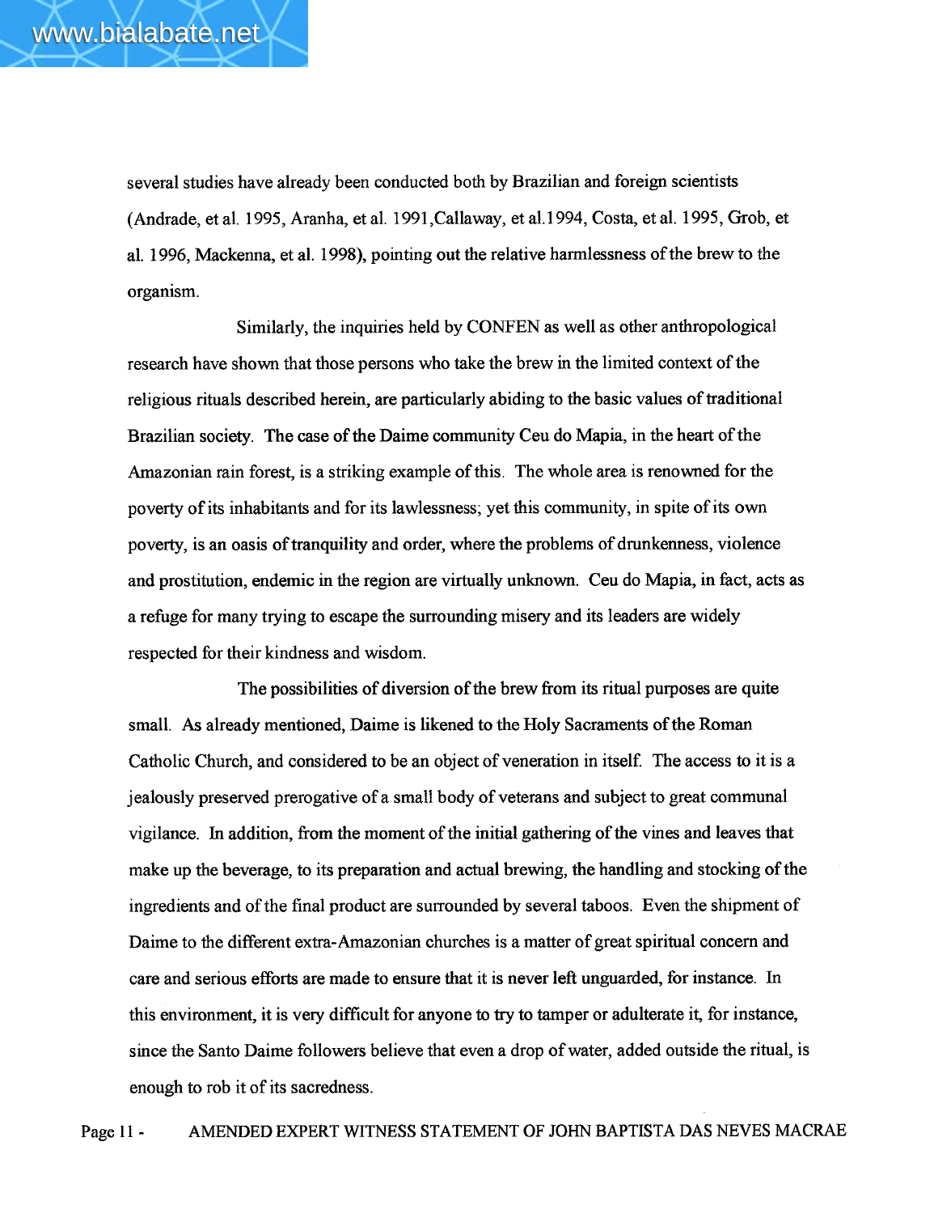several studies have already been conducted both by Brazilian and foreign scientists (Andrade, et al. 1995, Aranha, et al. 1991,Callaway, et al.1994, Costa, et al. 1995, Grob, et al. 1996, Mackenna, et al. 1998), pointing out the relative harmlessness of the brew to the organism.

Similarly, the inquiries held by CONFEN as well as other anthropological research have shown that those persons who take the brew in the limited context of the religious rituals described herein, are particularly abiding to the basic values of traditional Brazilian society. The case of the Daime community Ceu do Mapia, in the heart of the Amazonian rain forest, is a striking example of this. The whole area is renowned for the poverty of its inhabitants and for its lawlessness; yet this community, in spite of its own poverty, is an oasis of tranquility and order, where the problems of drunkenness, violence and prostitution, endemic in the region are virtually unknown. Ceu do Mapia, in fact, acts as a refuge for many trying to escape the surrounding misery and its leaders are widely respected for their kindness and wisdom.

The possibilities of diversion of the brew from its ritual purposes are quite small. As already mentioned, Daime is likened to the Holy Sacraments of the Roman Catholic Church, and considered to be an object of veneration in itself. The access to it is a jealously preserved prerogative of a small body of veterans and subject to great communal vigilance. In addition, from the moment of the initial gathering of the vines and leaves that make up the beverage, to its preparation and actual brewing, the handling and stocking of the ingredients and of the final product are surrounded by several taboos. Even the shipment of Daime to the different extra-Amazonian churches is a matter of great spiritual concern and care and serious efforts are made to ensure that it is never left unguarded, for instance. In this environment, it is very difficult for anyone to try to tamper or adulterate it, for instance, since the Santo Daime followers believe that even a drop of water, added outside the ritual, is enough to rob it of its sacredness.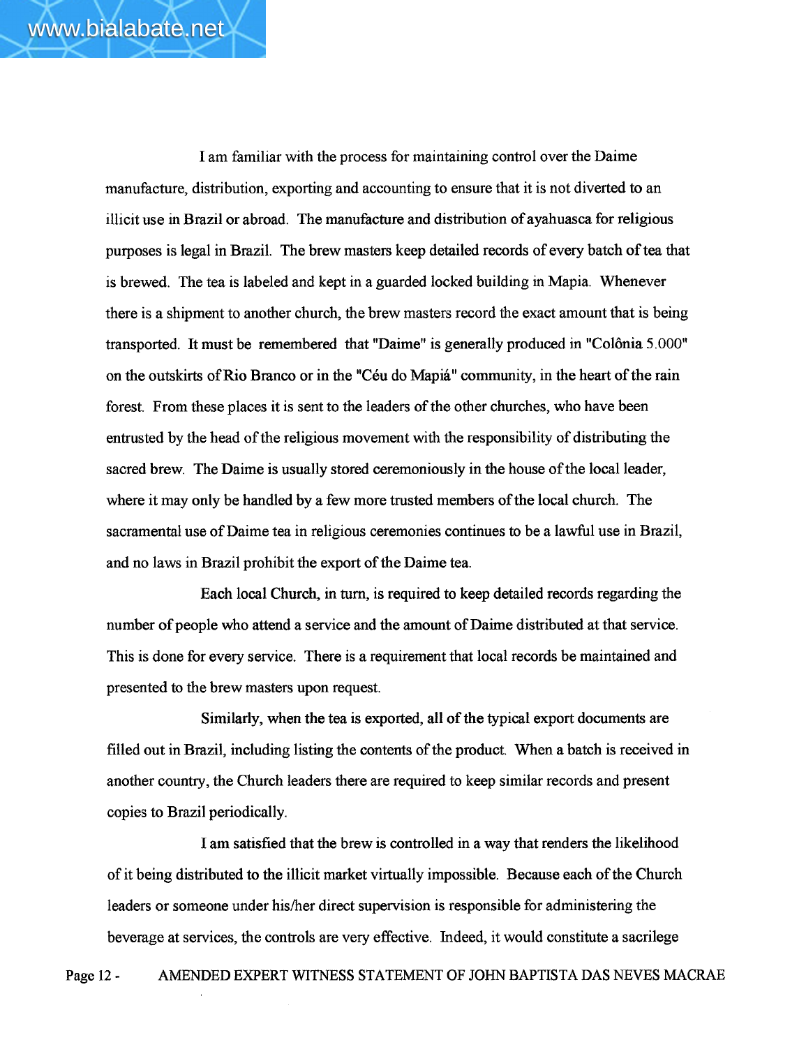I am familiar with the process for maintaining control over the Daime manufacture, distribution, exporting and accounting to ensure that it is not diverted to an illicit use in Brazil or abroad. The manufacture and distribution of ayahuasca for religious purposes is legal in Brazil. The brew masters keep detailed records of every batch of tea that is brewed. The tea is labeled and kept in a guarded locked building in Mapia. Whenever there is a shipment to another church, the brew masters record the exact amount that is being transported. It must be remembered that "Daime" is generally produced in "Colônia 5.000" on the outskirts of Rio Branco or in the "Céu do Mapiá" community, in the heart of the rain forest. From these places it is sent to the leaders of the other churches, who have been entrusted by the head of the religious movement with the responsibility of distributing the sacred brew. The Daime is usually stored ceremoniously in the house of the local leader, where it may only be handled by a few more trusted members of the local church. The sacramental use of Daime tea in religious ceremonies continues to be a lawful use in Brazil, and no laws in Brazil prohibit the export of the Daime tea.

Each local Church, in turn, is required to keep detailed records regarding the number of people who attend a service and the amount of Daime distributed at that service. This is done for every service. There is a requirement that local records be maintained and presented to the brew masters upon request.

Similarly, when the tea is exported, all of the typical export documents are filled out in Brazil, including listing the contents of the product. When a batch is received in another country, the Church leaders there are required to keep similar records and present copies to Brazil periodically.

I am satisfied that the brew is controlled in a way that renders the likelihood of it being distributed to the illicit market virtually impossible. Because each of the Church leaders or someone under his/her direct supervision is responsible for administering the beverage at services, the controls are very effective. Indeed, it would constitute a sacrilege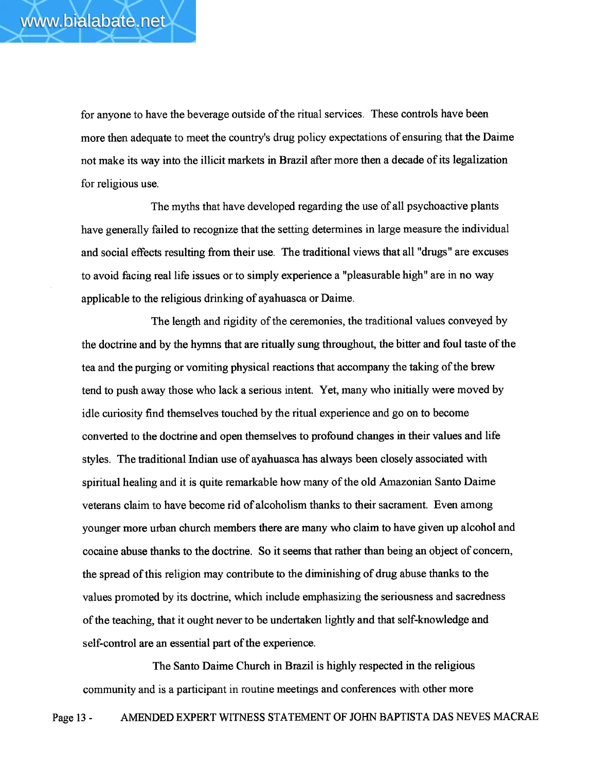for anyone to have the beverage outside of the ritual services. These controls have been more then adequate to meet the country's drug policy expectations of ensuring that the Daime not make its way into the illicit markets in Brazil after more then a decade of its legalization for religious use.

The myths that have developed regarding the use of all psychoactive plants have generally failed to recognize that the setting determines in large measure the individual and social effects resulting from their use. The traditional views that all "drugs" are excuses to avoid facing real life issues or to simply experience a "pleasurable high" are in no way applicable to the religious drinking of ayahuasca or Daime.

The length and rigidity of the ceremonies, the traditional values conveyed by the doctrine and by the hymns that are ritually sung throughout, the bitter and foul taste of the tea and the purging or vomiting physical reactions that accompany the taking of the brew tend to push away those who lack a serious intent. Yet, many who initially were moved by idle curiosity find themselves touched by the ritual experience and go on to become converted to the doctrine and open themselves to profound changes in their values and life styles. The traditional Indian use of ayahuasca has always been closely associated with spiritual healing and it is quite remarkable how many of the old Amazonian Santo Daime veterans claim to have become rid of alcoholism thanks to their sacrament. Even among younger more urban church members there are many who claim to have given up alcohol and cocaine abuse thanks to the doctrine. So it seems that rather than being an object of concern, the spread of this religion may contribute to the diminishing of drug abuse thanks to the values promoted by its doctrine, which include emphasizing the seriousness and sacredness of the teaching, that it ought never to be undertaken lightly and that self-knowledge and self-control are an essential part of the experience.

The Santo Daime Church in Brazil is highly respected in the religious community and is a participant in routine meetings and conferences with other more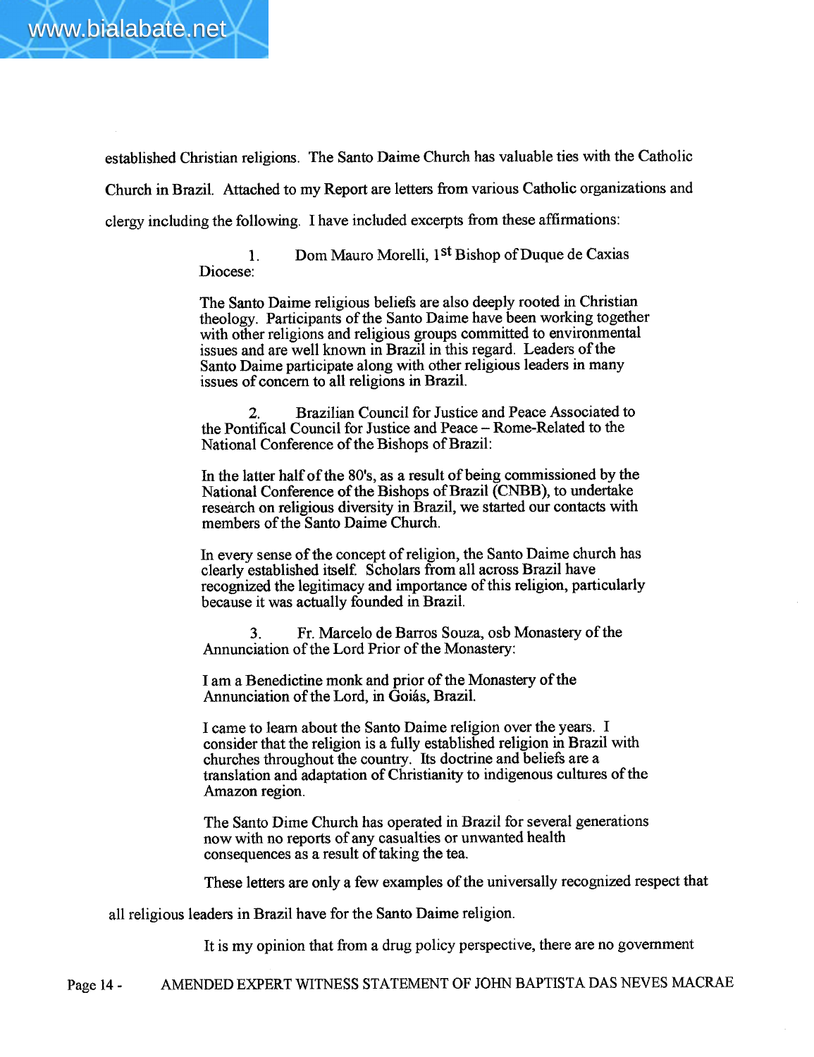established Christian religions. The Santo Daime Church has valuable ties with the Catholic Church in Brazil. Attached to my Report are letters from various Catholic organizations and clergy including the following. I have included excerpts from these affirmations:

> 1. Dom Mauro Morelli, 1st Bishop of Duque de Caxias Diocese:
>
> The Santo Daime religious beliefs are also deeply rooted in Christian theology. Participants of the Santo Daime have been working together with other religions and religious groups committed to environmental issues and are well known in Brazil in this regard. Leaders of the Santo Daime participate along with other religious leaders in many issues of concern to all religions in Brazil.
>
> 2. Brazilian Council for Justice and Peace Associated to the Pontifical Council for Justice and Peace – Rome-Related to the National Conference of the Bishops of Brazil:
>
> In the latter half of the 80's, as a result of being commissioned by the National Conference of the Bishops of Brazil (CNBB), to undertake research on religious diversity in Brazil, we started our contacts with members of the Santo Daime Church.
>
> In every sense of the concept of religion, the Santo Daime church has clearly established itself. Scholars from all across Brazil have recognized the legitimacy and importance of this religion, particularly because it was actually founded in Brazil.
>
> 3. Fr. Marcelo de Barros Souza, osb Monastery of the Annunciation of the Lord Prior of the Monastery:
>
> I am a Benedictine monk and prior of the Monastery of the Annunciation of the Lord, in Goiás, Brazil.
>
> I came to learn about the Santo Daime religion over the years. I consider that the religion is a fully established religion in Brazil with churches throughout the country. Its doctrine and beliefs are a translation and adaptation of Christianity to indigenous cultures of the Amazon region.
>
> The Santo Dime Church has operated in Brazil for several generations now with no reports of any casualties or unwanted health consequences as a result of taking the tea.

These letters are only a few examples of the universally recognized respect that all religious leaders in Brazil have for the Santo Daime religion.

It is my opinion that from a drug policy perspective, there are no government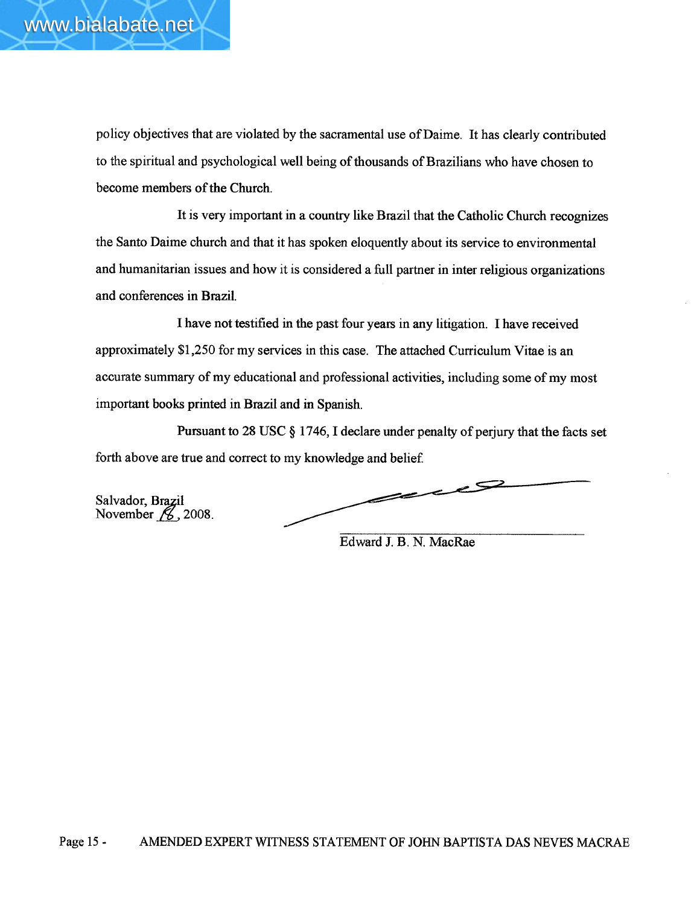policy objectives that are violated by the sacramental use of Daime. It has clearly contributed to the spiritual and psychological well being of thousands of Brazilians who have chosen to become members of the Church.

It is very important in a country like Brazil that the Catholic Church recognizes the Santo Daime church and that it has spoken eloquently about its service to environmental and humanitarian issues and how it is considered a full partner in inter religious organizations and conferences in Brazil.

I have not testified in the past four years in any litigation. I have received approximately $1,250 for my services in this case. The attached Curriculum Vitae is an accurate summary of my educational and professional activities, including some of my most important books printed in Brazil and in Spanish.

Pursuant to 28 USC § 1746, I declare under penalty of perjury that the facts set forth above are true and correct to my knowledge and belief.

Salvador, Brazil
November 18, 2008.

Edward J. B. N. MacRae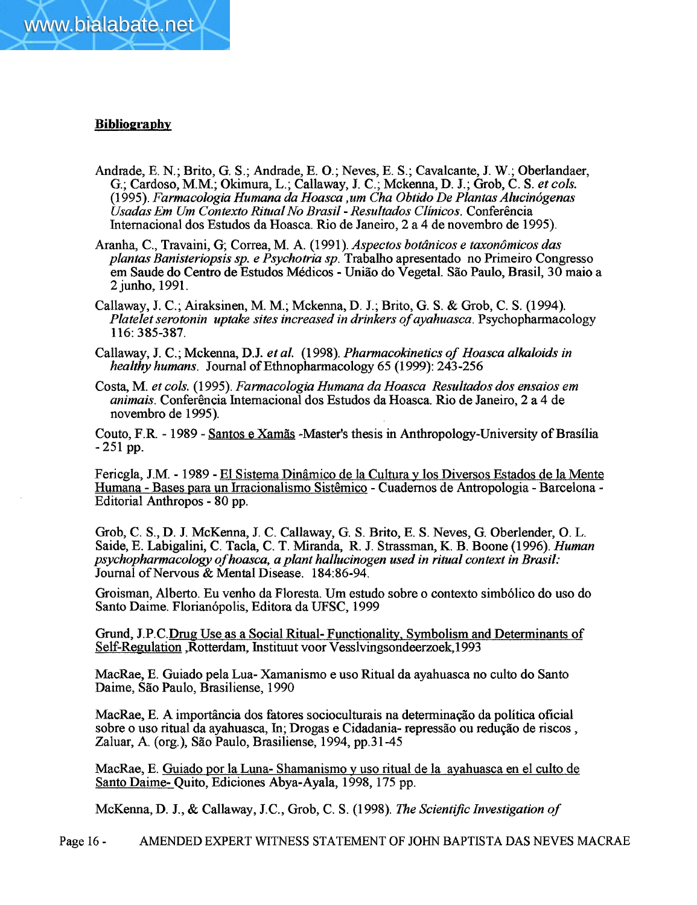**Bibliography**

Andrade, E. N.; Brito, G. S.; Andrade, E. O.; Neves, E. S.; Cavalcante, J. W.; Oberlandaer, G.; Cardoso, M.M.; Okimura, L.; Callaway, J. C.; Mckenna, D. J.; Grob, C. S. *et cols.* (1995). *Farmacologia Humana da Hoasca ,um Cha Obtido De Plantas Alucinógenas Usadas Em Um Contexto Ritual No Brasil - Resultados Clínicos*. Conferência Internacional dos Estudos da Hoasca. Rio de Janeiro, 2 a 4 de novembro de 1995).

Aranha, C., Travaini, G; Correa, M. A. (1991). *Aspectos botânicos e taxonômicos das plantas Banisteriopsis sp. e Psychotria sp.* Trabalho apresentado no Primeiro Congresso em Saude do Centro de Estudos Médicos - União do Vegetal. São Paulo, Brasil, 30 maio a 2 junho, 1991.

Callaway, J. C.; Airaksinen, M. M.; Mckenna, D. J.; Brito, G. S. & Grob, C. S. (1994). *Platelet serotonin uptake sites increased in drinkers of ayahuasca*. Psychopharmacology 116: 385-387.

Callaway, J. C.; Mckenna, D.J. *et al.* (1998). *Pharmacokinetics of Hoasca alkaloids in healthy humans*. Journal of Ethnopharmacology 65 (1999): 243-256

Costa, M. *et cols.* (1995). *Farmacologia Humana da Hoasca Resultados dos ensaios em animais*. Conferência Internacional dos Estudos da Hoasca. Rio de Janeiro, 2 a 4 de novembro de 1995).

Couto, F.R. - 1989 - Santos e Xamãs -Master's thesis in Anthropology-University of Brasília - 251 pp.

Fericgla, J.M. - 1989 - El Sistema Dinâmico de la Cultura y los Diversos Estados de la Mente Humana - Bases para un Irracionalismo Sistêmico - Cuadernos de Antropologia - Barcelona - Editorial Anthropos - 80 pp.

Grob, C. S., D. J. McKenna, J. C. Callaway, G. S. Brito, E. S. Neves, G. Oberlender, O. L. Saide, E. Labigalini, C. Tacla, C. T. Miranda, R. J. Strassman, K. B. Boone (1996). *Human psychopharmacology of hoasca, a plant hallucinogen used in ritual context in Brasil:* Journal of Nervous & Mental Disease. 184:86-94.

Groisman, Alberto. Eu venho da Floresta. Um estudo sobre o contexto simbólico do uso do Santo Daime. Florianópolis, Editora da UFSC, 1999

Grund, J.P.C.Drug Use as a Social Ritual- Functionality, Symbolism and Determinants of Self-Regulation ,Rotterdam, Instituut voor Vesslvingsondeerzoek,1993

MacRae, E. Guiado pela Lua- Xamanismo e uso Ritual da ayahuasca no culto do Santo Daime, São Paulo, Brasiliense, 1990

MacRae, E. A importância dos fatores socioculturais na determinação da política oficial sobre o uso ritual da ayahuasca, In; Drogas e Cidadania- repressão ou redução de riscos , Zaluar, A. (org.), São Paulo, Brasiliense, 1994, pp.31-45

MacRae, E. Guiado por la Luna- Shamanismo y uso ritual de la ayahuasca en el culto de Santo Daime- Quito, Ediciones Abya-Ayala, 1998, 175 pp.

McKenna, D. J., & Callaway, J.C., Grob, C. S. (1998). *The Scientific Investigation of*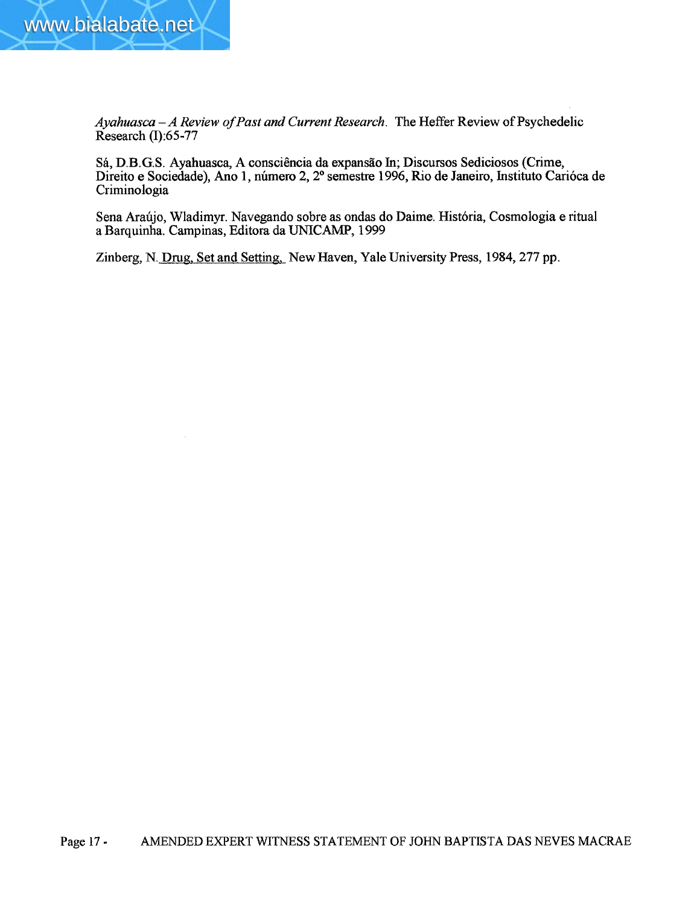*Ayahuasca – A Review of Past and Current Research*. The Heffer Review of Psychedelic Research (I):65-77

Sá, D.B.G.S. Ayahuasca, A consciência da expansão In; Discursos Sediciosos (Crime, Direito e Sociedade), Ano 1, número 2, 2º semestre 1996, Rio de Janeiro, Instituto Carióca de Criminologia

Sena Araújo, Wladimyr. Navegando sobre as ondas do Daime. História, Cosmologia e ritual a Barquinha. Campinas, Editora da UNICAMP, 1999

Zinberg, N. Drug, Set and Setting, New Haven, Yale University Press, 1984, 277 pp.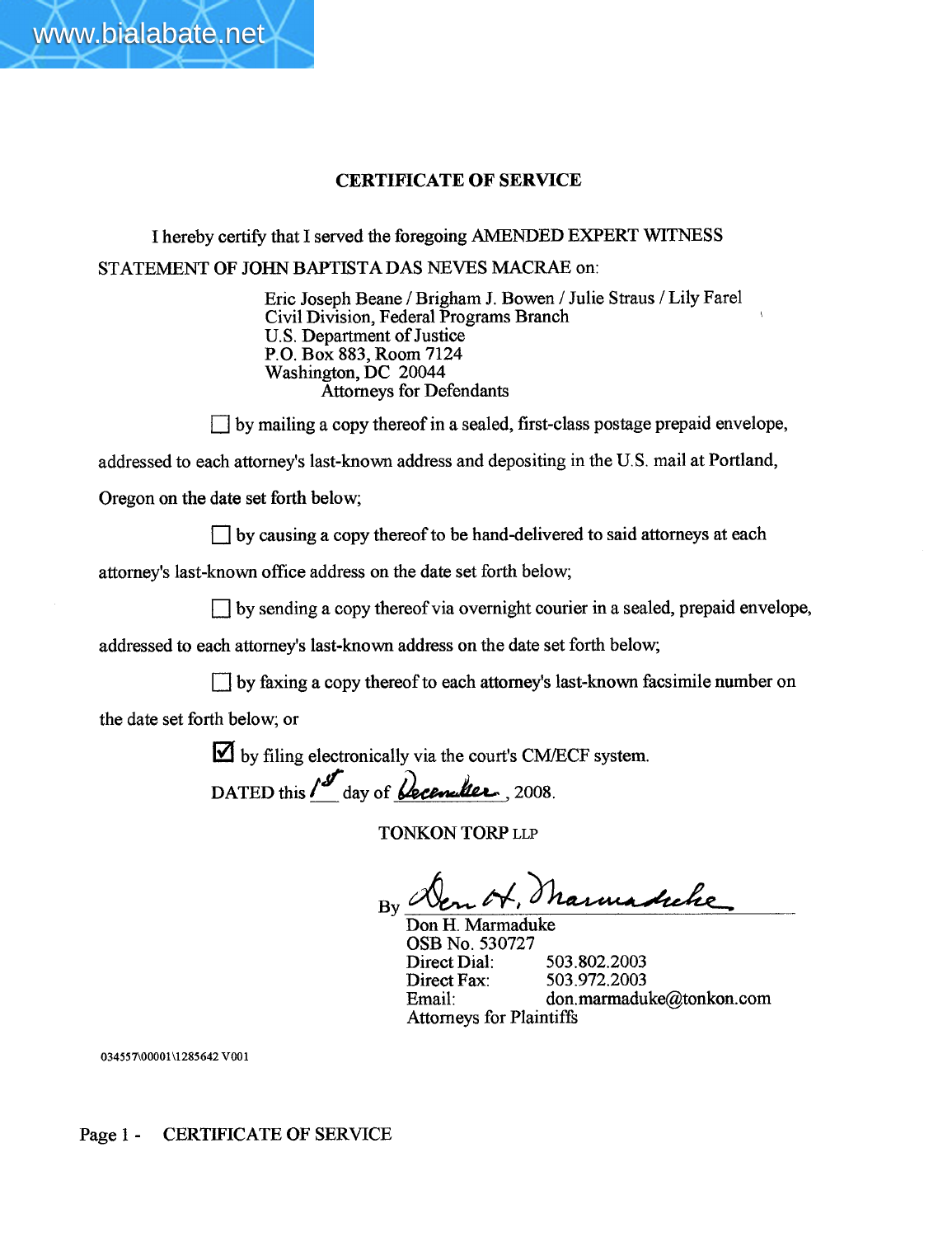# CERTIFICATE OF SERVICE

I hereby certify that I served the foregoing AMENDED EXPERT WITNESS STATEMENT OF JOHN BAPTISTA DAS NEVES MACRAE on:

Eric Joseph Beane / Brigham J. Bowen / Julie Straus / Lily Farel
Civil Division, Federal Programs Branch
U.S. Department of Justice
P.O. Box 883, Room 7124
Washington, DC 20044
Attorneys for Defendants

☐ by mailing a copy thereof in a sealed, first-class postage prepaid envelope, addressed to each attorney's last-known address and depositing in the U.S. mail at Portland, Oregon on the date set forth below;

☐ by causing a copy thereof to be hand-delivered to said attorneys at each attorney's last-known office address on the date set forth below;

☐ by sending a copy thereof via overnight courier in a sealed, prepaid envelope, addressed to each attorney's last-known address on the date set forth below;

☐ by faxing a copy thereof to each attorney's last-known facsimile number on the date set forth below; or

☑ by filing electronically via the court's CM/ECF system.

DATED this 1st day of December, 2008.

TONKON TORP LLP

By Don H. Marmaduke
Don H. Marmaduke
OSB No. 530727
Direct Dial: 503.802.2003
Direct Fax: 503.972.2003
Email: don.marmaduke@tonkon.com
Attorneys for Plaintiffs

034557\00001\1285642 V001

Page 1 - CERTIFICATE OF SERVICE